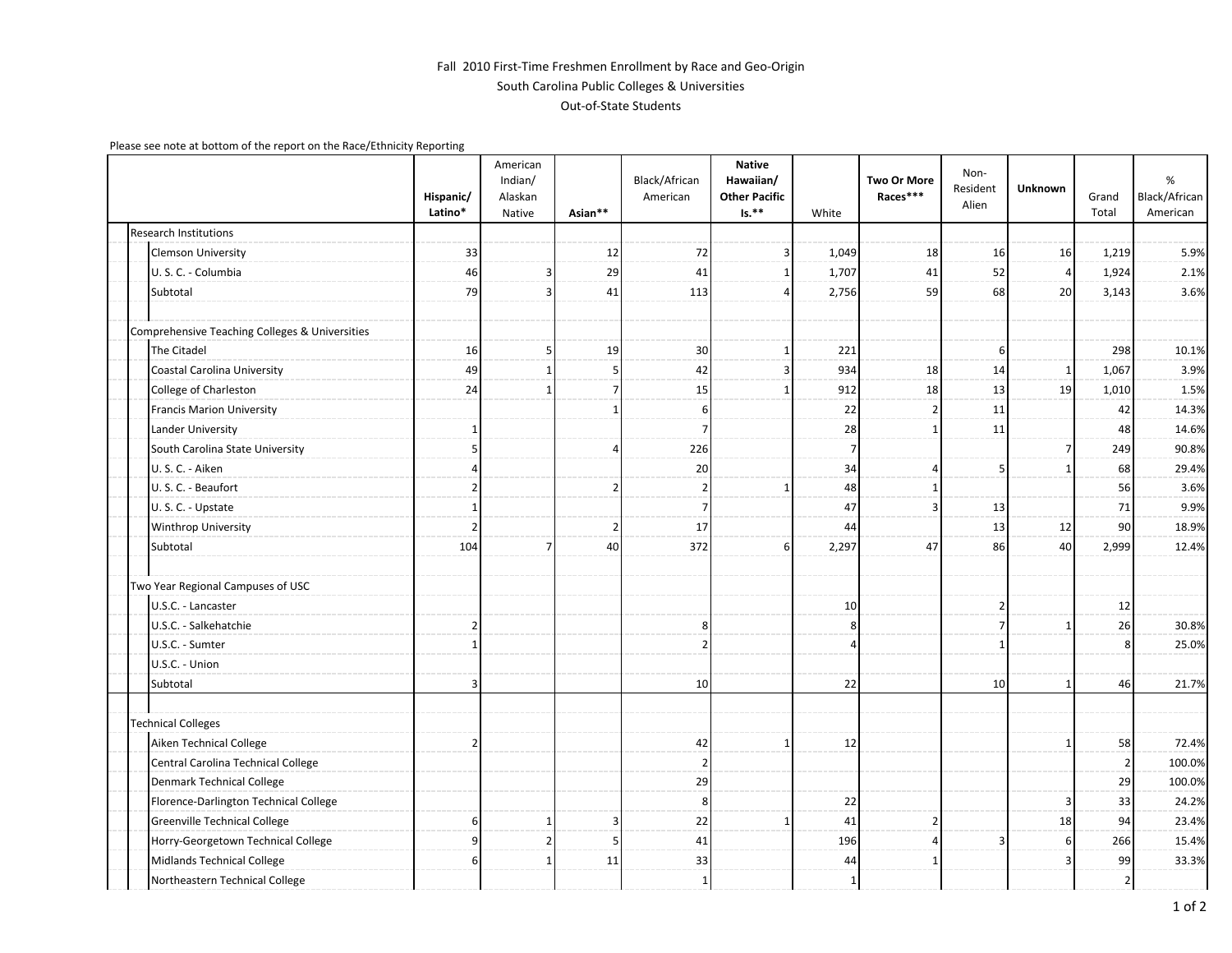Fall 2010 First-Time Freshmen Enrollment by Race and Geo-Origin
South Carolina Public Colleges & Universities
Out-of-State Students

Please see note at bottom of the report on the Race/Ethnicity Reporting

| | Hispanic/ Latino* | American Indian/ Alaskan Native | Asian** | Black/African American | Native Hawaiian/ Other Pacific Is.** | White | Two Or More Races*** | Non-Resident Alien | Unknown | Grand Total | % Black/African American |
|---|---|---|---|---|---|---|---|---|---|---|---|
| **Research Institutions** | | | | | | | | | | | |
| Clemson University | 33 | | 12 | 72 | 3 | 1,049 | 18 | 16 | 16 | 1,219 | 5.9% |
| U. S. C. - Columbia | 46 | 3 | 29 | 41 | 1 | 1,707 | 41 | 52 | 4 | 1,924 | 2.1% |
| Subtotal | 79 | 3 | 41 | 113 | 4 | 2,756 | 59 | 68 | 20 | 3,143 | 3.6% |
| **Comprehensive Teaching Colleges & Universities** | | | | | | | | | | | |
| The Citadel | 16 | 5 | 19 | 30 | 1 | 221 | | 6 | | 298 | 10.1% |
| Coastal Carolina University | 49 | 1 | 5 | 42 | 3 | 934 | 18 | 14 | 1 | 1,067 | 3.9% |
| College of Charleston | 24 | 1 | 7 | 15 | 1 | 912 | 18 | 13 | 19 | 1,010 | 1.5% |
| Francis Marion University | | | 1 | 6 | | 22 | 2 | 11 | | 42 | 14.3% |
| Lander University | 1 | | | 7 | | 28 | 1 | 11 | | 48 | 14.6% |
| South Carolina State University | 5 | | 4 | 226 | | 7 | | | 7 | 249 | 90.8% |
| U. S. C. - Aiken | 4 | | | 20 | | 34 | 4 | 5 | 1 | 68 | 29.4% |
| U. S. C. - Beaufort | 2 | | 2 | 2 | 1 | 48 | 1 | | | 56 | 3.6% |
| U. S. C. - Upstate | 1 | | | 7 | | 47 | 3 | 13 | | 71 | 9.9% |
| Winthrop University | 2 | | 2 | 17 | | 44 | | 13 | 12 | 90 | 18.9% |
| Subtotal | 104 | 7 | 40 | 372 | 6 | 2,297 | 47 | 86 | 40 | 2,999 | 12.4% |
| **Two Year Regional Campuses of USC** | | | | | | | | | | | |
| U.S.C. - Lancaster | | | | | | 10 | | 2 | | 12 | |
| U.S.C. - Salkehatchie | 2 | | | 8 | | 8 | | 7 | 1 | 26 | 30.8% |
| U.S.C. - Sumter | 1 | | | 2 | | 4 | | 1 | | 8 | 25.0% |
| U.S.C. - Union | | | | | | | | | | | |
| Subtotal | 3 | | | 10 | | 22 | | 10 | 1 | 46 | 21.7% |
| **Technical Colleges** | | | | | | | | | | | |
| Aiken Technical College | 2 | | | 42 | 1 | 12 | | | 1 | 58 | 72.4% |
| Central Carolina Technical College | | | | 2 | | | | | | 2 | 100.0% |
| Denmark Technical College | | | | 29 | | | | | | 29 | 100.0% |
| Florence-Darlington Technical College | | | | 8 | | 22 | | | 3 | 33 | 24.2% |
| Greenville Technical College | 6 | 1 | 3 | 22 | 1 | 41 | 2 | | 18 | 94 | 23.4% |
| Horry-Georgetown Technical College | 9 | 2 | 5 | 41 | | 196 | 4 | 3 | 6 | 266 | 15.4% |
| Midlands Technical College | 6 | 1 | 11 | 33 | | 44 | 1 | | 3 | 99 | 33.3% |
| Northeastern Technical College | | | | 1 | | 1 | | | | 2 | |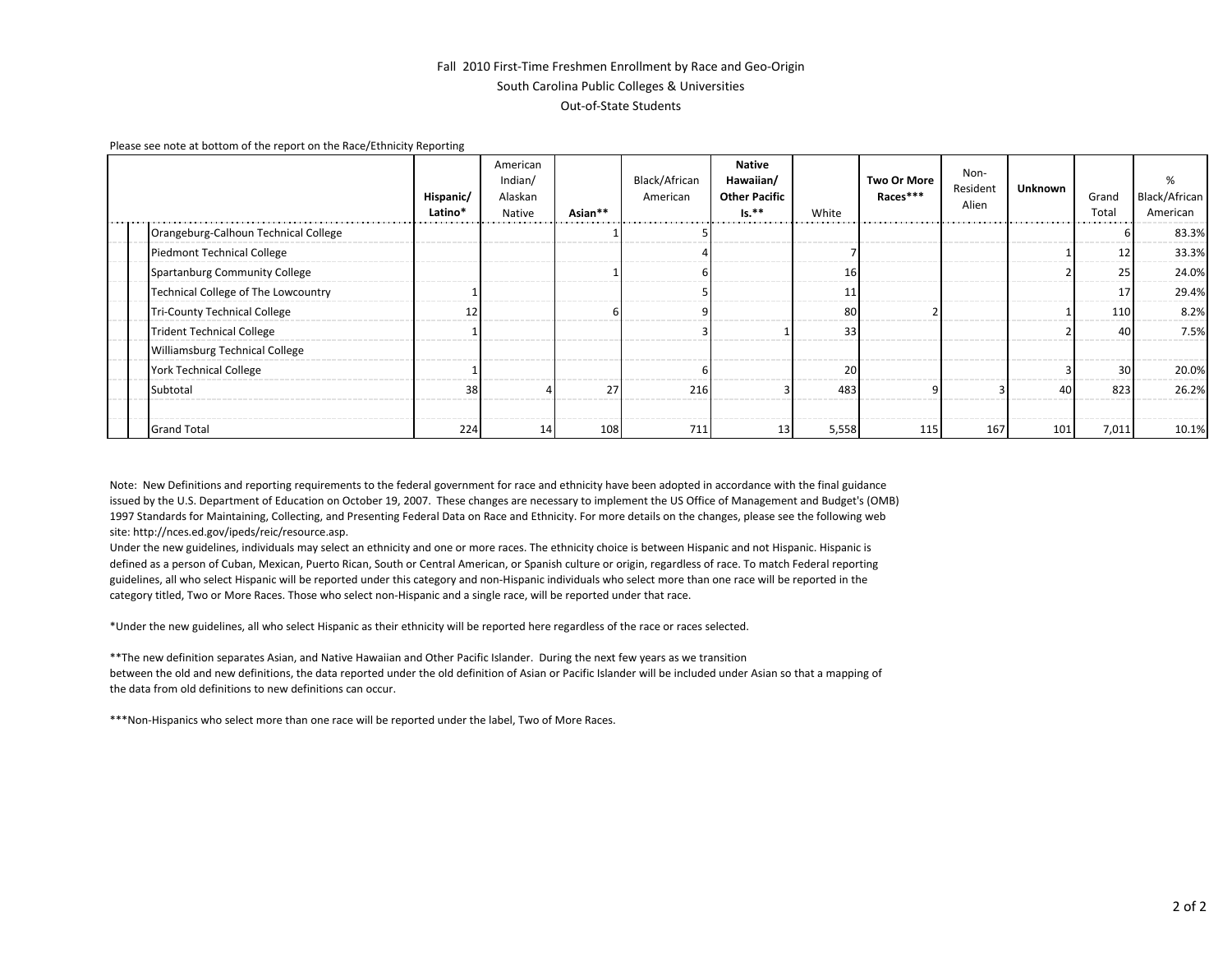Fall 2010 First-Time Freshmen Enrollment by Race and Geo-Origin

South Carolina Public Colleges & Universities

Out-of-State Students

Please see note at bottom of the report on the Race/Ethnicity Reporting

| | Hispanic/ Latino* | American Indian/ Alaskan Native | Asian** | Black/African American | Native Hawaiian/ Other Pacific Is.** | White | Two Or More Races*** | Non-Resident Alien | Unknown | Grand Total | % Black/African American |
|---|---|---|---|---|---|---|---|---|---|---|---|
| Orangeburg-Calhoun Technical College | | | 1 | 5 | | | | | | 6 | 83.3% |
| Piedmont Technical College | | | | 4 | | 7 | | | 1 | 12 | 33.3% |
| Spartanburg Community College | | | 1 | 6 | | 16 | | | 2 | 25 | 24.0% |
| Technical College of The Lowcountry | 1 | | | 5 | | 11 | | | | 17 | 29.4% |
| Tri-County Technical College | 12 | | 6 | 9 | | 80 | 2 | | 1 | 110 | 8.2% |
| Trident Technical College | 1 | | | 3 | 1 | 33 | | | 2 | 40 | 7.5% |
| Williamsburg Technical College | | | | | | | | | | | |
| York Technical College | 1 | | | 6 | | 20 | | | 3 | 30 | 20.0% |
| Subtotal | 38 | 4 | 27 | 216 | 3 | 483 | 9 | 3 | 40 | 823 | 26.2% |
| | | | | | | | | | | | |
| Grand Total | 224 | 14 | 108 | 711 | 13 | 5,558 | 115 | 167 | 101 | 7,011 | 10.1% |

Note: New Definitions and reporting requirements to the federal government for race and ethnicity have been adopted in accordance with the final guidance issued by the U.S. Department of Education on October 19, 2007. These changes are necessary to implement the US Office of Management and Budget's (OMB) 1997 Standards for Maintaining, Collecting, and Presenting Federal Data on Race and Ethnicity. For more details on the changes, please see the following web site: http://nces.ed.gov/ipeds/reic/resource.asp.

Under the new guidelines, individuals may select an ethnicity and one or more races. The ethnicity choice is between Hispanic and not Hispanic. Hispanic is defined as a person of Cuban, Mexican, Puerto Rican, South or Central American, or Spanish culture or origin, regardless of race. To match Federal reporting guidelines, all who select Hispanic will be reported under this category and non-Hispanic individuals who select more than one race will be reported in the category titled, Two or More Races. Those who select non-Hispanic and a single race, will be reported under that race.

*Under the new guidelines, all who select Hispanic as their ethnicity will be reported here regardless of the race or races selected.

**The new definition separates Asian, and Native Hawaiian and Other Pacific Islander. During the next few years as we transition between the old and new definitions, the data reported under the old definition of Asian or Pacific Islander will be included under Asian so that a mapping of the data from old definitions to new definitions can occur.

***Non-Hispanics who select more than one race will be reported under the label, Two of More Races.